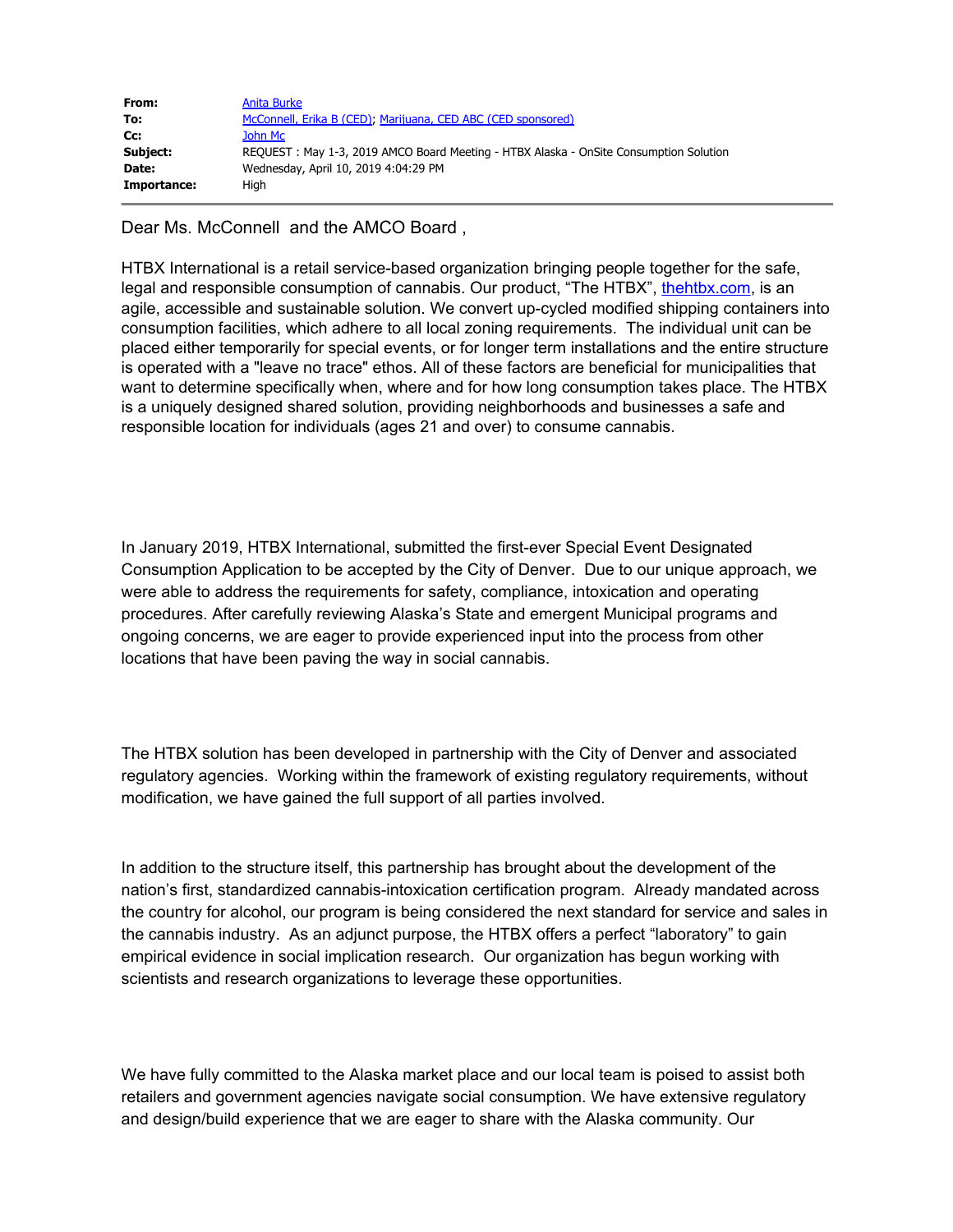| | |
|---|---|
| **From:** | Anita Burke |
| **To:** | McConnell, Erika B (CED); Marijuana, CED ABC (CED sponsored) |
| **Cc:** | John Mc |
| **Subject:** | REQUEST : May 1-3, 2019 AMCO Board Meeting - HTBX Alaska - OnSite Consumption Solution |
| **Date:** | Wednesday, April 10, 2019 4:04:29 PM |
| **Importance:** | High |

Dear Ms. McConnell and the AMCO Board ,

HTBX International is a retail service-based organization bringing people together for the safe, legal and responsible consumption of cannabis. Our product, "The HTBX", thehtbx.com, is an agile, accessible and sustainable solution. We convert up-cycled modified shipping containers into consumption facilities, which adhere to all local zoning requirements. The individual unit can be placed either temporarily for special events, or for longer term installations and the entire structure is operated with a "leave no trace" ethos. All of these factors are beneficial for municipalities that want to determine specifically when, where and for how long consumption takes place. The HTBX is a uniquely designed shared solution, providing neighborhoods and businesses a safe and responsible location for individuals (ages 21 and over) to consume cannabis.

In January 2019, HTBX International, submitted the first-ever Special Event Designated Consumption Application to be accepted by the City of Denver. Due to our unique approach, we were able to address the requirements for safety, compliance, intoxication and operating procedures. After carefully reviewing Alaska's State and emergent Municipal programs and ongoing concerns, we are eager to provide experienced input into the process from other locations that have been paving the way in social cannabis.

The HTBX solution has been developed in partnership with the City of Denver and associated regulatory agencies. Working within the framework of existing regulatory requirements, without modification, we have gained the full support of all parties involved.

In addition to the structure itself, this partnership has brought about the development of the nation's first, standardized cannabis-intoxication certification program. Already mandated across the country for alcohol, our program is being considered the next standard for service and sales in the cannabis industry. As an adjunct purpose, the HTBX offers a perfect "laboratory" to gain empirical evidence in social implication research. Our organization has begun working with scientists and research organizations to leverage these opportunities.

We have fully committed to the Alaska market place and our local team is poised to assist both retailers and government agencies navigate social consumption. We have extensive regulatory and design/build experience that we are eager to share with the Alaska community. Our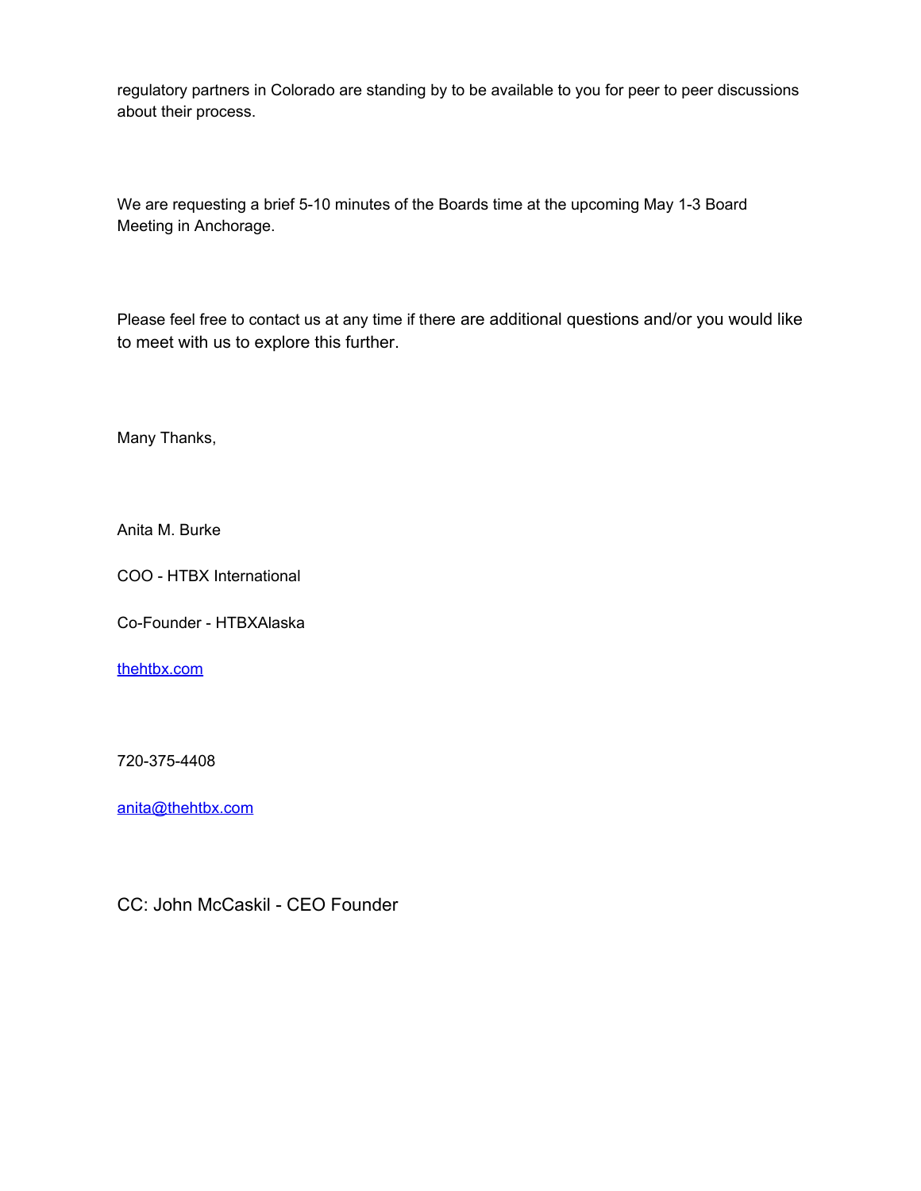regulatory partners in Colorado are standing by to be available to you for peer to peer discussions about their process.

We are requesting a brief 5-10 minutes of the Boards time at the upcoming May 1-3 Board Meeting in Anchorage.

Please feel free to contact us at any time if there are additional questions and/or you would like to meet with us to explore this further.

Many Thanks,

Anita M. Burke

COO - HTBX International

Co-Founder - HTBXAlaska

[thehtbx.com](thehtbx.com)

720-375-4408

[anita@thehtbx.com](mailto:anita@thehtbx.com)

CC: John McCaskil - CEO Founder